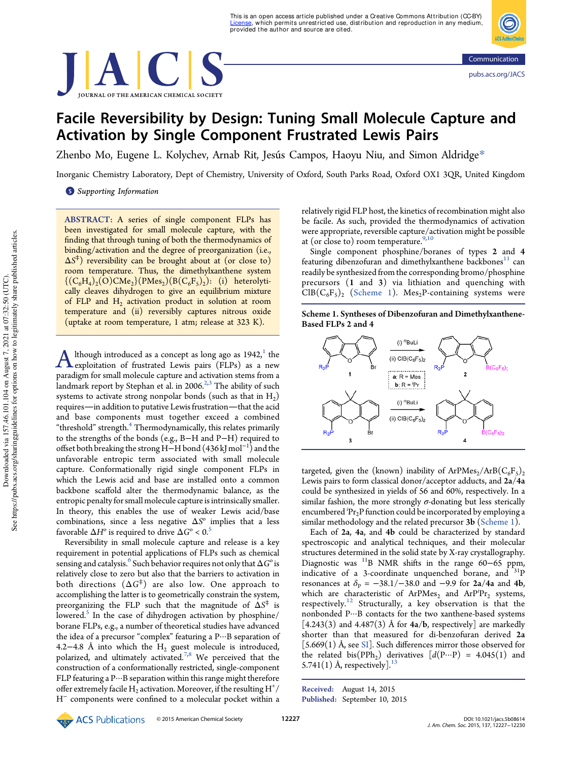# Facile Reversibility by Design: Tuning Small Molecule Capture and Activation by Single Component Frustrated Lewis Pairs

Zhenbo Mo, Eugene L. Kolychev, Arnab Rit, Jesús Campos, Haoyu Niu, and Simon Aldridge*

Inorganic Chemistry Laboratory, Dept of Chemistry, University of Oxford, South Parks Road, Oxford OX1 3QR, United Kingdom

Supporting Information

**ABSTRACT:** A series of single component FLPs has been investigated for small molecule capture, with the finding that through tuning of both the thermodynamics of binding/activation and the degree of preorganization (i.e., $\Delta S^{\ddagger}$) reversibility can be brought about at (or close to) room temperature. Thus, the dimethylxanthene system $\{(C_6H_4)_2(O)CMe_2\}(PMes_2)(B(C_6F_5)_2)$: (i) heterolytically cleaves dihydrogen to give an equilibrium mixture of FLP and $H_2$ activation product in solution at room temperature and (ii) reversibly captures nitrous oxide (uptake at room temperature, 1 atm; release at 323 K).

Although introduced as a concept as long ago as 1942,[1] the exploitation of frustrated Lewis pairs (FLPs) as a new paradigm for small molecule capture and activation stems from a landmark report by Stephan et al. in 2006.[2,3] The ability of such systems to activate strong nonpolar bonds (such as that in $H_2$) requires—in addition to putative Lewis frustration—that the acid and base components must together exceed a combined "threshold" strength.[4] Thermodynamically, this relates primarily to the strengths of the bonds (e.g., B−H and P−H) required to offset both breaking the strong H−H bond (436 kJ mol$^{-1}$) and the unfavorable entropic term associated with small molecule capture. Conformationally rigid single component FLPs in which the Lewis acid and base are installed onto a common backbone scaffold alter the thermodynamic balance, as the entropic penalty for small molecule capture is intrinsically smaller. In theory, this enables the use of weaker Lewis acid/base combinations, since a less negative $\Delta S°$ implies that a less favorable $\Delta H°$ is required to drive $\Delta G° < 0$.[5]

Reversibility in small molecule capture and release is a key requirement in potential applications of FLPs such as chemical sensing and catalysis.[6] Such behavior requires not only that $\Delta G°$ is relatively close to zero but also that the barriers to activation in both directions ($\Delta G^{\ddagger}$) are also low. One approach to accomplishing the latter is to geometrically constrain the system, preorganizing the FLP such that the magnitude of $\Delta S^{\ddagger}$ is lowered.[5] In the case of dihydrogen activation by phosphine/borane FLPs, e.g., a number of theoretical studies have advanced the idea of a precursor "complex" featuring a P···B separation of 4.2−4.8 Å into which the $H_2$ guest molecule is introduced, polarized, and ultimately activated.[7,8] We perceived that the construction of a conformationally restricted, single-component FLP featuring a P···B separation within this range might therefore offer extremely facile $H_2$ activation. Moreover, if the resulting $H^+$/$H^-$ components were confined to a molecular pocket within a relatively rigid FLP host, the kinetics of recombination might also be facile. As such, provided the thermodynamics of activation were appropriate, reversible capture/activation might be possible at (or close to) room temperature.[9,10]

Single component phosphine/boranes of types **2** and **4** featuring dibenzofuran and dimethylxanthene backbones[11] can readily be synthesized from the corresponding bromo/phosphine precursors (**1** and **3**) via lithiation and quenching with $ClB(C_6F_5)_2$ (Scheme 1). $Mes_2P$-containing systems were

**Scheme 1. Syntheses of Dibenzofuran and Dimethylxanthene-Based FLPs 2 and 4**

targeted, given the (known) inability of $ArPMes_2/ArB(C_6F_5)_2$ Lewis pairs to form classical donor/acceptor adducts, and **2a**/**4a** could be synthesized in yields of 56 and 60%, respectively. In a similar fashion, the more strongly σ-donating but less sterically encumbered $^iPr_2P$ function could be incorporated by employing a similar methodology and the related precursor **3b** (Scheme 1).

Each of **2a**, **4a**, and **4b** could be characterized by standard spectroscopic and analytical techniques, and their molecular structures determined in the solid state by X-ray crystallography. Diagnostic was $^{11}B$ NMR shifts in the range 60−65 ppm, indicative of a 3-coordinate unquenched borane, and $^{31}P$ resonances at $\delta_P$ = −38.1/−38.0 and −9.9 for **2a**/**4a** and **4b**, which are characteristic of $ArPMes_2$ and $ArP^iPr_2$ systems, respectively.[12] Structurally, a key observation is that the nonbonded P···B contacts for the two xanthene-based systems [4.243(3) and 4.487(3) Å for **4a**/**b**, respectively] are markedly shorter than that measured for di-benzofuran derived **2a** [5.669(1) Å, see SI]. Such differences mirror those observed for the related bis($PPh_2$) derivatives [$d$(P···P) = 4.045(1) and 5.741(1) Å, respectively].[13]

Received: August 14, 2015
Published: September 10, 2015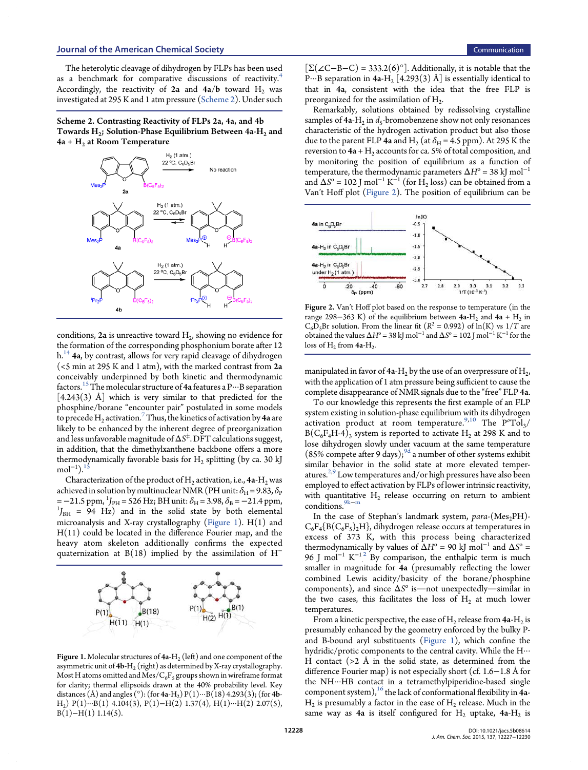The heterolytic cleavage of dihydrogen by FLPs has been used as a benchmark for comparative discussions of reactivity.[4] Accordingly, the reactivity of **2a** and **4a**/**b** toward $H_2$ was investigated at 295 K and 1 atm pressure (Scheme 2). Under such conditions, **2a** is unreactive toward $H_2$, showing no evidence for the formation of the corresponding phosphonium borate after 12 h.[14] **4a**, by contrast, allows for very rapid cleavage of dihydrogen (<5 min at 295 K and 1 atm), with the marked contrast from **2a** conceivably underpinned by both kinetic and thermodynamic factors.[15] The molecular structure of **4a** features a P···B separation [4.243(3) Å] which is very similar to that predicted for the phosphine/borane "encounter pair" postulated in some models to precede $H_2$ activation.[7] Thus, the kinetics of activation by **4a** are likely to be enhanced by the inherent degree of preorganization and less unfavorable magnitude of $\Delta S^{\ddagger}$. DFT calculations suggest, in addition, that the dimethylxanthene backbone offers a more thermodynamically favorable basis for $H_2$ splitting (by ca. 30 kJ $mol^{-1}$).[15]

**Scheme 2. Contrasting Reactivity of FLPs 2a, 4a, and 4b Towards $H_2$; Solution-Phase Equilibrium Between 4a-$H_2$ and 4a + $H_2$ at Room Temperature**

Characterization of the product of $H_2$ activation, i.e., **4a**-$H_2$ was achieved in solution by multinuclear NMR (PH unit: $\delta_H = 9.83$, $\delta_P = -21.5$ ppm, ${}^1J_{PH} = 526$ Hz; BH unit: $\delta_H = 3.98$, $\delta_B = -21.4$ ppm, ${}^1J_{BH} = 94$ Hz) and in the solid state by both elemental microanalysis and X-ray crystallography (Figure 1). H(1) and H(11) could be located in the difference Fourier map, and the heavy atom skeleton additionally confirms the expected quaternization at B(18) implied by the assimilation of $H^-$ [$\Sigma(\angle C{-}B{-}C) = 333.2(6)°$]. Additionally, it is notable that the P···B separation in **4a**-$H_2$ [4.293(3) Å] is essentially identical to that in **4a**, consistent with the idea that the free FLP is preorganized for the assimilation of $H_2$.

Figure 1. Molecular structures of **4a**-$H_2$ (left) and one component of the asymmetric unit of **4b**-$H_2$ (right) as determined by X-ray crystallography. Most H atoms omitted and Mes/$C_6F_5$ groups shown in wireframe format for clarity; thermal ellipsoids drawn at the 40% probability level. Key distances (Å) and angles (°): (for **4a**-$H_2$) P(1)···B(18) 4.293(3); (for **4b**-$H_2$) P(1)···B(1) 4.104(3), P(1)–H(2) 1.37(4), H(1)···H(2) 2.07(5), B(1)–H(1) 1.14(5).

Remarkably, solutions obtained by redissolving crystalline samples of **4a**-$H_2$ in $d_5$-bromobenzene show not only resonances characteristic of the hydrogen activation product but also those due to the parent FLP **4a** and $H_2$ (at $\delta_H = 4.5$ ppm). At 295 K the reversion to **4a** + $H_2$ accounts for ca. 5% of total composition, and by monitoring the position of equilibrium as a function of temperature, the thermodynamic parameters $\Delta H° = 38$ kJ $mol^{-1}$ and $\Delta S° = 102$ J $mol^{-1}$ $K^{-1}$ (for $H_2$ loss) can be obtained from a Van't Hoff plot (Figure 2). The position of equilibrium can be manipulated in favor of **4a**-$H_2$ by the use of an overpressure of $H_2$, with the application of 1 atm pressure being sufficient to cause the complete disappearance of NMR signals due to the "free" FLP **4a**.

Figure 2. Van't Hoff plot based on the response to temperature (in the range 298–363 K) of the equilibrium between **4a**-$H_2$ and **4a** + $H_2$ in $C_6D_5Br$ solution. From the linear fit ($R^2 = 0.992$) of ln(K) vs 1/T are obtained the values $\Delta H° = 38$ kJ $mol^{-1}$ and $\Delta S° = 102$ J $mol^{-1}$ $K^{-1}$ for the loss of $H_2$ from **4a**-$H_2$.

To our knowledge this represents the first example of an FLP system existing in solution-phase equilibrium with its dihydrogen activation product at room temperature.[9,10] The $P^oTol_3$/$B(C_6F_4H\text{-}4)_3$ system is reported to activate $H_2$ at 298 K and to lose dihydrogen slowly under vacuum at the same temperature (85% compete after 9 days);[9d] a number of other systems exhibit similar behavior in the solid state at more elevated temperatures.[2,9] Low temperatures and/or high pressures have also been employed to effect activation by FLPs of lower intrinsic reactivity, with quantitative $H_2$ release occurring on return to ambient conditions.[9k−m]

In the case of Stephan's landmark system, *para*-$(Mes_2PH)$-$C_6F_4\{B(C_6F_5)_2H\}$, dihydrogen release occurs at temperatures in excess of 373 K, with this process being characterized thermodynamically by values of $\Delta H° = 90$ kJ $mol^{-1}$ and $\Delta S° = 96$ J $mol^{-1}$ $K^{-1}$.[12] By comparison, the enthalpic term is much smaller in magnitude for **4a** (presumably reflecting the lower combined Lewis acidity/basicity of the borane/phosphine components), and since $\Delta S°$ is—not unexpectedly—similar in the two cases, this facilitates the loss of $H_2$ at much lower temperatures.

From a kinetic perspective, the ease of $H_2$ release from **4a**-$H_2$ is presumably enhanced by the geometry enforced by the bulky P- and B-bound aryl substituents (Figure 1), which confine the hydridic/protic components to the central cavity. While the H···H contact (>2 Å in the solid state, as determined from the difference Fourier map) is not especially short (cf. 1.6–1.8 Å for the NH···HB contact in a tetramethylpiperidine-based single component system),[16] the lack of conformational flexibility in **4a**-$H_2$ is presumably a factor in the ease of $H_2$ release. Much in the same way as **4a** is itself configured for $H_2$ uptake, **4a**-$H_2$ is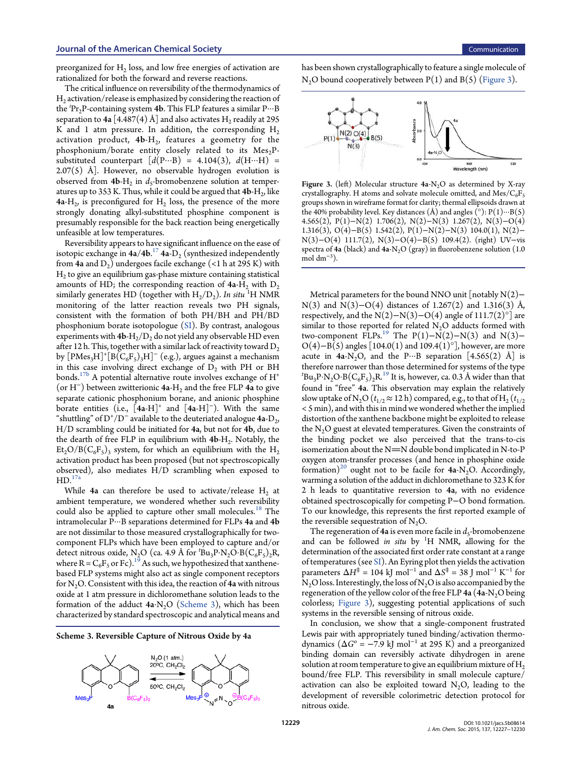preorganized for $H_2$ loss, and low free energies of activation are rationalized for both the forward and reverse reactions.

The critical influence on reversibility of the thermodynamics of $H_2$ activation/release is emphasized by considering the reaction of the $^{i}Pr_2P$-containing system **4b**. This FLP features a similar P···B separation to **4a** [4.487(4) Å] and also activates $H_2$ readily at 295 K and 1 atm pressure. In addition, the corresponding $H_2$ activation product, **4b**-$H_2$, features a geometry for the phosphonium/borate entity closely related to its $Mes_2P$-substituted counterpart [$d$(P···B) = 4.104(3), $d$(H···H) = 2.07(5) Å]. However, no observable hydrogen evolution is observed from **4b**-$H_2$ in $d_5$-bromobenzene solution at temperatures up to 353 K. Thus, while it could be argued that **4b**-$H_2$, like **4a**-$H_2$, is preconfigured for $H_2$ loss, the presence of the more strongly donating alkyl-substituted phosphine component is presumably responsible for the back reaction being energetically unfeasible at low temperatures.

Reversibility appears to have significant influence on the ease of isotopic exchange in **4a**/**4b**.[17] **4a**-$D_2$ (synthesized independently from **4a** and $D_2$) undergoes facile exchange (<1 h at 295 K) with $H_2$ to give an equilibrium gas-phase mixture containing statistical amounts of HD; the corresponding reaction of **4a**-$H_2$ with $D_2$ similarly generates HD (together with $H_2$/$D_2$). *In situ* $^1$H NMR monitoring of the latter reaction reveals two PH signals, consistent with the formation of both PH/BH and PH/BD phosphonium borate isotopologue (SI). By contrast, analogous experiments with **4b**-$H_2$/$D_2$ do not yield any observable HD even after 12 h. This, together with a similar lack of reactivity toward $D_2$ by $[PMes_3H]^+[B(C_6F_5)_3H]^-$ (e.g.), argues against a mechanism in this case involving direct exchange of $D_2$ with PH or BH bonds.[17b] A potential alternative route involves exchange of $H^+$ (or $H^-$) between zwitterionic **4a**-$H_2$ and the free FLP **4a** to give separate cationic phosphonium borane, and anionic phosphine borate entities (i.e., [**4a**-H]$^+$ and [**4a**-H]$^-$). With the same "shuttling" of $D^+$/$D^-$ available to the deuteriated analogue **4a**-$D_2$, H/D scrambling could be initiated for **4a**, but not for **4b**, due to the dearth of free FLP in equilibrium with **4b**-$H_2$. Notably, the $Et_2O/B(C_6F_5)_3$ system, for which an equilibrium with the $H_2$ activation product has been proposed (but not spectroscopically observed), also mediates H/D scrambling when exposed to HD.[17a]

While **4a** can therefore be used to activate/release $H_2$ at ambient temperature, we wondered whether such reversibility could also be applied to capture other small molecules.[18] The intramolecular P···B separations determined for FLPs **4a** and **4b** are not dissimilar to those measured crystallographically for two-component FLPs which have been employed to capture and/or detect nitrous oxide, $N_2O$ (ca. 4.9 Å for $^{t}Bu_3P{\cdot}N_2O{\cdot}B(C_6F_5)_2R$, where R = $C_6F_5$ or Fc).[19] As such, we hypothesized that xanthene-based FLP systems might also act as single component receptors for $N_2O$. Consistent with this idea, the reaction of **4a** with nitrous oxide at 1 atm pressure in dichloromethane solution leads to the formation of the adduct **4a**·$N_2O$ (Scheme 3), which has been characterized by standard spectroscopic and analytical means and has been shown crystallographically to feature a single molecule of $N_2O$ bound cooperatively between P(1) and B(5) (Figure 3).

**Scheme 3. Reversible Capture of Nitrous Oxide by 4a**

Figure 3. (left) Molecular structure **4a**-$N_2O$ as determined by X-ray crystallography. H atoms and solvate molecule omitted, and Mes/$C_6F_5$ groups shown in wireframe format for clarity; thermal ellipsoids drawn at the 40% probability level. Key distances (Å) and angles (°): P(1)···B(5) 4.565(2), P(1)−N(2) 1.706(2), N(2)−N(3) 1.267(2), N(3)−O(4) 1.316(3), O(4)−B(5) 1.542(2), P(1)−N(2)−N(3) 104.0(1), N(2)−N(3)−O(4) 111.7(2), N(3)−O(4)−B(5) 109.4(2). (right) UV−vis spectra of **4a** (black) and **4a**-$N_2O$ (gray) in fluorobenzene solution (1.0 mol dm$^{-3}$).

Metrical parameters for the bound NNO unit [notably N(2)−N(3) and N(3)−O(4) distances of 1.267(2) and 1.316(3) Å, respectively, and the N(2)−N(3)−O(4) angle of 111.7(2)°] are similar to those reported for related $N_2O$ adducts formed with two-component FLPs.[19] The P(1)−N(2)−N(3) and N(3)−O(4)−B(5) angles [104.0(1) and 109.4(1)°], however, are more acute in **4a**-$N_2O$, and the P···B separation [4.565(2) Å] is therefore narrower than those determined for systems of the type $^{t}Bu_3P{\cdot}N_2O{\cdot}B(C_6F_5)_2R$.[19] It is, however, ca. 0.3 Å wider than that found in "free" **4a**. This observation may explain the relatively slow uptake of $N_2O$ ($t_{1/2} \approx 12$ h) compared, e.g., to that of $H_2$ ($t_{1/2}$ < 5 min), and with this in mind we wondered whether the implied distortion of the xanthene backbone might be exploited to release the $N_2O$ guest at elevated temperatures. Given the constraints of the binding pocket we also perceived that the trans-to-cis isomerization about the N═N double bond implicated in N-to-P oxygen atom-transfer processes (and hence in phosphine oxide formation)[20] ought not to be facile for **4a**-$N_2O$. Accordingly, warming a solution of the adduct in dichloromethane to 323 K for 2 h leads to quantitative reversion to **4a**, with no evidence obtained spectroscopically for competing P−O bond formation. To our knowledge, this represents the first reported example of the reversible sequestration of $N_2O$.

The regeneration of **4a** is even more facile in $d_5$-bromobenzene and can be followed *in situ* by $^1$H NMR, allowing for the determination of the associated first order rate constant at a range of temperatures (see SI). An Eyring plot then yields the activation parameters $\Delta H^{\ddagger}$ = 104 kJ mol$^{-1}$ and $\Delta S^{\ddagger}$ = 38 J mol$^{-1}$ K$^{-1}$ for $N_2O$ loss. Interestingly, the loss of $N_2O$ is also accompanied by the regeneration of the yellow color of the free FLP **4a** (**4a**-$N_2O$ being colorless; Figure 3), suggesting potential applications of such systems in the reversible sensing of nitrous oxide.

In conclusion, we show that a single-component frustrated Lewis pair with appropriately tuned binding/activation thermodynamics ($\Delta G°$ = −7.9 kJ mol$^{-1}$ at 295 K) and a preorganized binding domain can reversibly activate dihydrogen in arene solution at room temperature to give an equilibrium mixture of $H_2$ bound/free FLP. This reversibility in small molecule capture/activation can also be exploited toward $N_2O$, leading to the development of reversible colorimetric detection protocol for nitrous oxide.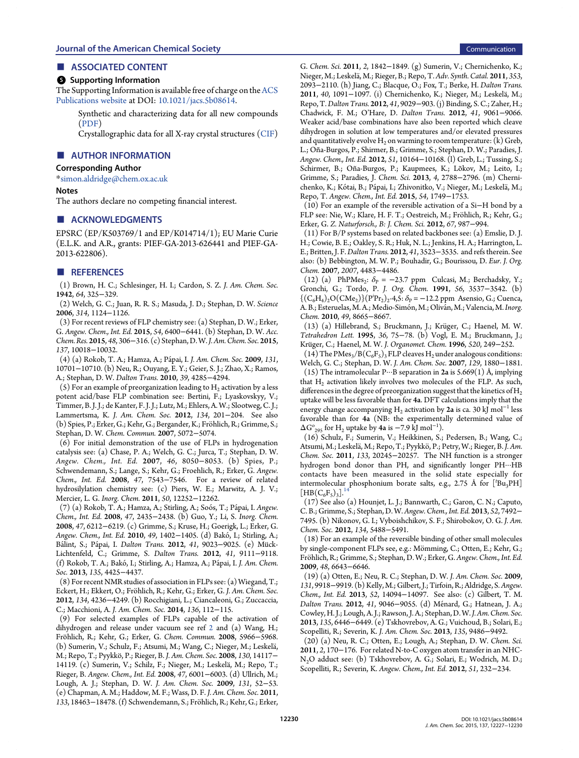## ■ ASSOCIATED CONTENT

### Supporting Information

The Supporting Information is available free of charge on the ACS Publications website at DOI: 10.1021/jacs.5b08614.

Synthetic and characterizing data for all new compounds (PDF)

Crystallographic data for all X-ray crystal structures (CIF)

## ■ AUTHOR INFORMATION

### Corresponding Author

*simon.aldridge@chem.ox.ac.uk

### Notes

The authors declare no competing financial interest.

## ■ ACKNOWLEDGMENTS

EPSRC (EP/K503769/1 and EP/K014714/1); EU Marie Curie (E.L.K. and A.R., grants: PIEF-GA-2013-626441 and PIEF-GA-2013-622806).

## ■ REFERENCES

(1) Brown, H. C.; Schlesinger, H. I.; Cardon, S. Z. *J. Am. Chem. Soc.* **1942**, *64*, 325−329.

(2) Welch, G. C.; Juan, R. R. S.; Masuda, J. D.; Stephan, D. W. *Science* **2006**, *314*, 1124−1126.

(3) For recent reviews of FLP chemistry see: (a) Stephan, D. W.; Erker, G. *Angew. Chem., Int. Ed.* **2015**, *54*, 6400−6441. (b) Stephan, D. W. *Acc. Chem. Res.* **2015**, *48*, 306−316. (c) Stephan, D. W. *J. Am. Chem. Soc.* **2015**, *137*, 10018−10032.

(4) (a) Rokob, T. A.; Hamza, A.; Pápai, I. *J. Am. Chem. Soc.* **2009**, *131*, 10701−10710. (b) Neu, R.; Ouyang, E. Y.; Geier, S. J.; Zhao, X.; Ramos, A.; Stephan, D. W. *Dalton Trans.* **2010**, *39*, 4285−4294.

(5) For an example of preorganization leading to $H_2$ activation by a less potent acid/base FLP combination see: Bertini, F.; Lyaskovskyy, V.; Timmer, B. J. J.; de Kanter, F. J. J.; Lutz, M.; Ehlers, A. W.; Slootweg, C. J.; Lammertsma, K. *J. Am. Chem. Soc.* **2012**, *134*, 201−204. See also (b) Spies, P.; Erker, G.; Kehr, G.; Bergander, K.; Fröhlich, R.; Grimme, S.; Stephan, D. W. *Chem. Commun.* **2007**, 5072−5074.

(6) For initial demonstration of the use of FLPs in hydrogenation catalysis see: (a) Chase, P. A.; Welch, G. C.; Jurca, T.; Stephan, D. W. *Angew. Chem., Int. Ed.* **2007**, *46*, 8050−8053. (b) Spies, P.; Schwendemann, S.; Lange, S.; Kehr, G.; Froehlich, R.; Erker, G. *Angew. Chem., Int. Ed.* **2008**, *47*, 7543−7546. For a review of related hydrosilylation chemistry see: (c) Piers, W. E.; Marwitz, A. J. V.; Mercier, L. G. *Inorg. Chem.* **2011**, *50*, 12252−12262.

(7) (a) Rokob, T. A.; Hamza, A.; Stirling, A.; Soós, T.; Pápai, I. *Angew. Chem., Int. Ed.* **2008**, *47*, 2435−2438. (b) Guo, Y.; Li, S. *Inorg. Chem.* **2008**, *47*, 6212−6219. (c) Grimme, S.; Kruse, H.; Goerigk, L.; Erker, G. *Angew. Chem., Int. Ed.* **2010**, *49*, 1402−1405. (d) Bakó, I.; Stirling, A.; Bálint, S.; Pápai, I. *Dalton Trans.* **2012**, *41*, 9023−9025. (e) Mück-Lichtenfeld, C.; Grimme, S. *Dalton Trans.* **2012**, *41*, 9111−9118. (f) Rokob, T. A.; Bakó, I.; Stirling, A.; Hamza, A.; Pápai, I. *J. Am. Chem. Soc.* **2013**, *135*, 4425−4437.

(8) For recent NMR studies of association in FLPs see: (a) Wiegand, T.; Eckert, H.; Ekkert, O.; Fröhlich, R.; Kehr, G.; Erker, G. *J. Am. Chem. Soc.* **2012**, *134*, 4236−4249. (b) Rocchigiani, L.; Ciancaleoni, G.; Zuccaccia, C.; Macchioni, A. *J. Am. Chem. Soc.* **2014**, *136*, 112−115.

(9) For selected examples of FLPs capable of the activation of dihydrogen and release under vacuum see ref 2 and (a) Wang, H.; Fröhlich, R.; Kehr, G.; Erker, G. *Chem. Commun.* **2008**, 5966−5968. (b) Sumerin, V.; Schulz, F.; Atsumi, M.; Wang, C.; Nieger, M.; Leskelä, M.; Repo, T.; Pyykkö, P.; Rieger, B. *J. Am. Chem. Soc.* **2008**, *130*, 14117−14119. (c) Sumerin, V.; Schilz, F.; Nieger, M.; Leskelä, M.; Repo, T.; Rieger, B. *Angew. Chem., Int. Ed.* **2008**, *47*, 6001−6003. (d) Ullrich, M.; Lough, A. J.; Stephan, D. W. *J. Am. Chem. Soc.* **2009**, *131*, 52−53. (e) Chapman, A. M.; Haddow, M. F.; Wass, D. F. *J. Am. Chem. Soc.* **2011**, *133*, 18463−18478. (f) Schwendemann, S.; Fröhlich, R.; Kehr, G.; Erker, G. *Chem. Sci.* **2011**, *2*, 1842−1849. (g) Sumerin, V.; Chernichenko, K.; Nieger, M.; Leskelä, M.; Rieger, B.; Repo, T. *Adv. Synth. Catal.* **2011**, *353*, 2093−2110. (h) Jiang, C.; Blacque, O.; Fox, T.; Berke, H. *Dalton Trans.* **2011**, *40*, 1091−1097. (i) Chernichenko, K.; Nieger, M.; Leskelä, M.; Repo, T. *Dalton Trans.* **2012**, *41*, 9029−903. (j) Binding, S. C.; Zaher, H.; Chadwick, F. M.; O'Hare, D. *Dalton Trans.* **2012**, *41*, 9061−9066. Weaker acid/base combinations have also been reported which cleave dihydrogen in solution at low temperatures and/or elevated pressures and quantitatively evolve $H_2$ on warming to room temperature: (k) Greb, L.; Oña-Burgos, P.; Shirmer, B.; Grimme, S.; Stephan, D. W.; Paradies, J. *Angew. Chem., Int. Ed.* **2012**, *51*, 10164−10168. (l) Greb, L.; Tussing, S.; Schirmer, B.; Oña-Burgos, P.; Kaupmees, K.; Lõkov, M.; Leito, I.; Grimme, S.; Paradies, J. *Chem. Sci.* **2013**, *4*, 2788−2796. (m) Chernichenko, K.; Kótai, B.; Pápai, I.; Zhivonitko, V.; Nieger, M.; Leskelä, M.; Repo, T. *Angew. Chem., Int. Ed.* **2015**, *54*, 1749−1753.

(10) For an example of the reversible activation of a Si−H bond by a FLP see: Nie, W.; Klare, H. F. T.; Oestreich, M.; Fröhlich, R.; Kehr, G.; Erker, G. *Z. Naturforsch., B: J. Chem. Sci.* **2012**, *67*, 987−994.

(11) For B/P systems based on related backbones see: (a) Emslie, D. J. H.; Cowie, B. E.; Oakley, S. R.; Huk, N. L.; Jenkins, H. A.; Harrington, L. E.; Britten, J. F. *Dalton Trans.* **2012**, *41*, 3523−3535. and refs therein. See also: (b) Bebbington, M. W. P.; Bouhadir, G.; Bourissou, D. *Eur. J. Org. Chem.* **2007**, *2007*, 4483−4486.

(12) (a) $PhPMes_2$: $\delta_P$ = −23.7 ppm Culcasi, M.; Berchadsky, Y.; Gronchi, G.; Tordo, P. *J. Org. Chem.* **1991**, *56*, 3537−3542. (b) $\{(C_6H_4)_2O(CMe_2)\}(P^iPr_2)_2$-4,5: $\delta_P$ = −12.2 ppm Asensio, G.; Cuenca, A. B.; Esteruelas, M. A.; Medio-Simón, M.; Oliván, M.; Valencia, M. *Inorg. Chem.* **2010**, *49*, 8665−8667.

(13) (a) Hillebrand, S.; Bruckmann, J.; Krüger, C.; Haenel, M. W. *Tetrahedron Lett.* **1995**, *36*, 75−78. (b) Vogl, E. M.; Bruckmann, J.; Krüger, C.; Haenel, M. W. *J. Organomet. Chem.* **1996**, *520*, 249−252.

(14) The $PMes_3/B(C_6F_5)_3$ FLP cleaves $H_2$ under analogous conditions: Welch, G. C.; Stephan, D. W. *J. Am. Chem. Soc.* **2007**, *129*, 1880−1881.

(15) The intramolecular P···B separation in **2a** is 5.669(1) Å, implying that $H_2$ activation likely involves two molecules of the FLP. As such, differences in the degree of preorganization suggest that the kinetics of $H_2$ uptake will be less favorable than for **4a**. DFT calculations imply that the energy change accompanying $H_2$ activation by **2a** is ca. 30 kJ $mol^{-1}$ less favorable than for **4a** (NB: the experimentally determined value of $\Delta G^{\circ}_{295}$ for $H_2$ uptake by **4a** is −7.9 kJ $mol^{-1}$).

(16) Schulz, F.; Sumerin, V.; Heikkinen, S.; Pedersen, B.; Wang, C.; Atsumi, M.; Leskelä, M.; Repo, T.; Pyykkö, P.; Petry, W.; Rieger, B. *J. Am. Chem. Soc.* **2011**, *133*, 20245−20257. The NH function is a stronger hydrogen bond donor than PH, and significantly longer PH···HB contacts have been measured in the solid state especially for intermolecular phosphonium borate salts, e.g., 2.75 Å for $[^tBu_3PH][HB(C_6F_5)_3]$.[14]

(17) See also (a) Hounjet, L. J.; Bannwarth, C.; Garon, C. N.; Caputo, C. B.; Grimme, S.; Stephan, D. W. *Angew. Chem., Int. Ed.* **2013**, *52*, 7492−7495. (b) Nikonov, G. I.; Vyboishchikov, S. F.; Shirobokov, O. G. *J. Am. Chem. Soc.* **2012**, *134*, 5488−5491.

(18) For an example of the reversible binding of other small molecules by single-component FLPs see, e.g.: Mömming, C.; Otten, E.; Kehr, G.; Fröhlich, R.; Grimme, S.; Stephan, D. W.; Erker, G. *Angew. Chem., Int. Ed.* **2009**, *48*, 6643−6646.

(19) (a) Otten, E.; Neu, R. C.; Stephan, D. W. *J. Am. Chem. Soc.* **2009**, *131*, 9918−9919. (b) Kelly, M.; Gilbert, J.; Tirfoin, R.; Aldridge, S. *Angew. Chem., Int. Ed.* **2013**, *52*, 14094−14097. See also: (c) Gilbert, T. M. *Dalton Trans.* **2012**, *41*, 9046−9055. (d) Ménard, G.; Hatnean, J. A.; Cowley, H. J.; Lough, A. J.; Rawson, J. M.; Stephan, D. W. *J. Am. Chem. Soc.* **2013**, *135*, 6446−6449. (e) Tskhovrebov, A. G.; Vuichoud, B.; Solari, E.; Scopelliti, R.; Severin, K. *J. Am. Chem. Soc.* **2013**, *135*, 9486−9492.

(20) (a) Neu, R. C.; Otten, E.; Lough, A.; Stephan, D. W. *Chem. Sci.* **2011**, *2*, 170−176. For related N-to-C oxygen atom transfer in an NHC-$N_2O$ adduct see: (b) Tskhovrebov, A. G.; Solari, E.; Wodrich, M. D.; Scopelliti, R.; Severin, K. *Angew. Chem., Int. Ed.* **2012**, *51*, 232−234.